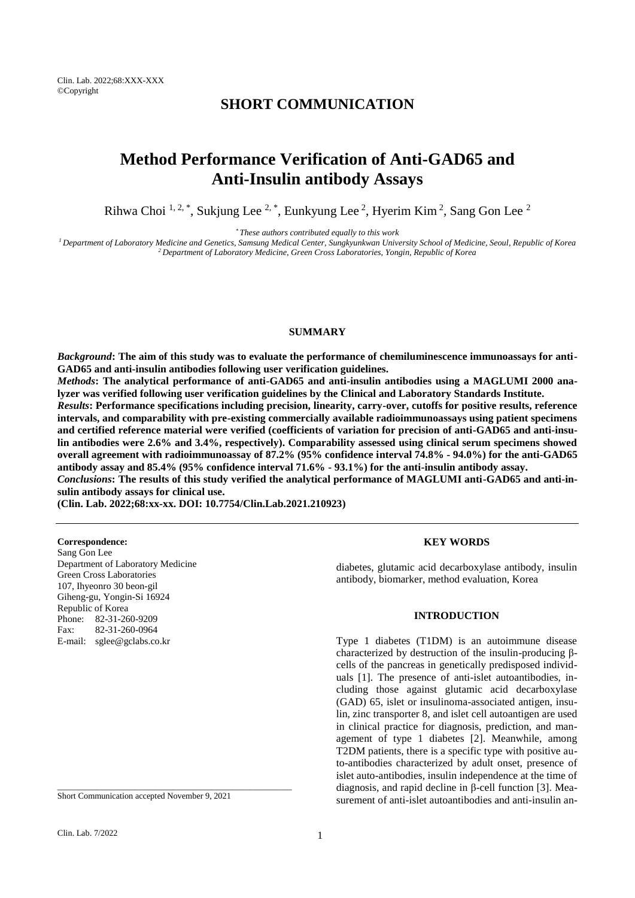## SHORT COMMUNICATION

# Method Performance Verification of Anti-GAD65 and Anti-Insulin antibody Assays

Rihwa Choi [1, 2, *], Sukjung Lee [2, *], Eunkyung Lee [2], Hyerim Kim [2], Sang Gon Lee [2]

[*] *These authors contributed equally to this work*

[1] *Department of Laboratory Medicine and Genetics, Samsung Medical Center, Sungkyunkwan University School of Medicine, Seoul, Republic of Korea*

[2] *Department of Laboratory Medicine, Green Cross Laboratories, Yongin, Republic of Korea*

### SUMMARY

***Background*: The aim of this study was to evaluate the performance of chemiluminescence immunoassays for anti-GAD65 and anti-insulin antibodies following user verification guidelines.**

***Methods*: The analytical performance of anti-GAD65 and anti-insulin antibodies using a MAGLUMI 2000 analyzer was verified following user verification guidelines by the Clinical and Laboratory Standards Institute.**

***Results*: Performance specifications including precision, linearity, carry-over, cutoffs for positive results, reference intervals, and comparability with pre-existing commercially available radioimmunoassays using patient specimens and certified reference material were verified (coefficients of variation for precision of anti-GAD65 and anti-insulin antibodies were 2.6% and 3.4%, respectively). Comparability assessed using clinical serum specimens showed overall agreement with radioimmunoassay of 87.2% (95% confidence interval 74.8% - 94.0%) for the anti-GAD65 antibody assay and 85.4% (95% confidence interval 71.6% - 93.1%) for the anti-insulin antibody assay.**

***Conclusions*: The results of this study verified the analytical performance of MAGLUMI anti-GAD65 and anti-insulin antibody assays for clinical use.**

**(Clin. Lab. 2022;68:xx-xx. DOI: 10.7754/Clin.Lab.2021.210923)**

**Correspondence:**
Sang Gon Lee
Department of Laboratory Medicine
Green Cross Laboratories
107, Ihyeonro 30 beon-gil
Giheng-gu, Yongin-Si 16924
Republic of Korea
Phone: 82-31-260-9209
Fax: 82-31-260-0964
E-mail: sglee@gclabs.co.kr

Short Communication accepted November 9, 2021

### KEY WORDS

diabetes, glutamic acid decarboxylase antibody, insulin antibody, biomarker, method evaluation, Korea

### INTRODUCTION

Type 1 diabetes (T1DM) is an autoimmune disease characterized by destruction of the insulin-producing β-cells of the pancreas in genetically predisposed individuals [1]. The presence of anti-islet autoantibodies, including those against glutamic acid decarboxylase (GAD) 65, islet or insulinoma-associated antigen, insulin, zinc transporter 8, and islet cell autoantigen are used in clinical practice for diagnosis, prediction, and management of type 1 diabetes [2]. Meanwhile, among T2DM patients, there is a specific type with positive auto-antibodies characterized by adult onset, presence of islet auto-antibodies, insulin independence at the time of diagnosis, and rapid decline in β-cell function [3]. Measurement of anti-islet autoantibodies and anti-insulin an-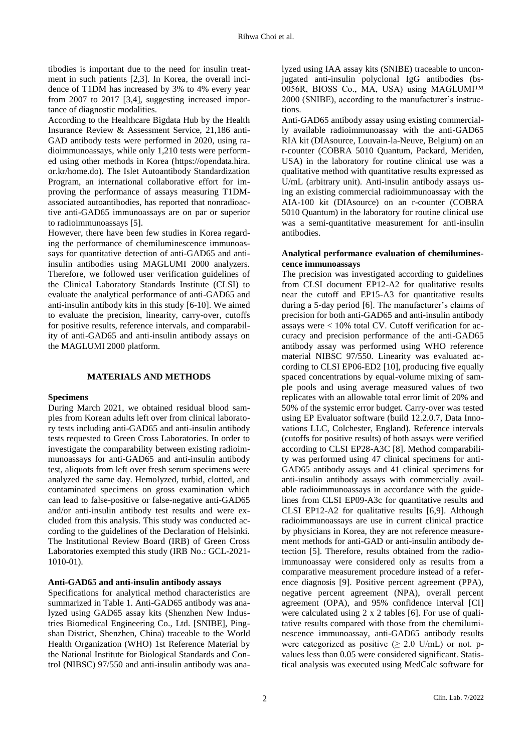tibodies is important due to the need for insulin treatment in such patients [2,3]. In Korea, the overall incidence of T1DM has increased by 3% to 4% every year from 2007 to 2017 [3,4], suggesting increased importance of diagnostic modalities.

According to the Healthcare Bigdata Hub by the Health Insurance Review & Assessment Service, 21,186 anti-GAD antibody tests were performed in 2020, using radioimmunoassays, while only 1,210 tests were performed using other methods in Korea (https://opendata.hira.or.kr/home.do). The Islet Autoantibody Standardization Program, an international collaborative effort for improving the performance of assays measuring T1DM-associated autoantibodies, has reported that nonradioactive anti-GAD65 immunoassays are on par or superior to radioimmunoassays [5].

However, there have been few studies in Korea regarding the performance of chemiluminescence immunoassays for quantitative detection of anti-GAD65 and anti-insulin antibodies using MAGLUMI 2000 analyzers. Therefore, we followed user verification guidelines of the Clinical Laboratory Standards Institute (CLSI) to evaluate the analytical performance of anti-GAD65 and anti-insulin antibody kits in this study [6-10]. We aimed to evaluate the precision, linearity, carry-over, cutoffs for positive results, reference intervals, and comparability of anti-GAD65 and anti-insulin antibody assays on the MAGLUMI 2000 platform.

## MATERIALS AND METHODS

### Specimens

During March 2021, we obtained residual blood samples from Korean adults left over from clinical laboratory tests including anti-GAD65 and anti-insulin antibody tests requested to Green Cross Laboratories. In order to investigate the comparability between existing radioimmunoassays for anti-GAD65 and anti-insulin antibody test, aliquots from left over fresh serum specimens were analyzed the same day. Hemolyzed, turbid, clotted, and contaminated specimens on gross examination which can lead to false-positive or false-negative anti-GAD65 and/or anti-insulin antibody test results and were excluded from this analysis. This study was conducted according to the guidelines of the Declaration of Helsinki. The Institutional Review Board (IRB) of Green Cross Laboratories exempted this study (IRB No.: GCL-2021-1010-01).

### Anti-GAD65 and anti-insulin antibody assays

Specifications for analytical method characteristics are summarized in Table 1. Anti-GAD65 antibody was analyzed using GAD65 assay kits (Shenzhen New Industries Biomedical Engineering Co., Ltd. [SNIBE], Pingshan District, Shenzhen, China) traceable to the World Health Organization (WHO) 1st Reference Material by the National Institute for Biological Standards and Control (NIBSC) 97/550 and anti-insulin antibody was analyzed using IAA assay kits (SNIBE) traceable to unconjugated anti-insulin polyclonal IgG antibodies (bs-0056R, BIOSS Co., MA, USA) using MAGLUMI™ 2000 (SNIBE), according to the manufacturer's instructions.

Anti-GAD65 antibody assay using existing commercially available radioimmunoassay with the anti-GAD65 RIA kit (DIAsource, Louvain-la-Neuve, Belgium) on an r-counter (COBRA 5010 Quantum, Packard, Meriden, USA) in the laboratory for routine clinical use was a qualitative method with quantitative results expressed as U/mL (arbitrary unit). Anti-insulin antibody assays using an existing commercial radioimmunoassay with the AIA-100 kit (DIAsource) on an r-counter (COBRA 5010 Quantum) in the laboratory for routine clinical use was a semi-quantitative measurement for anti-insulin antibodies.

### Analytical performance evaluation of chemiluminescence immunoassays

The precision was investigated according to guidelines from CLSI document EP12-A2 for qualitative results near the cutoff and EP15-A3 for quantitative results during a 5-day period [6]. The manufacturer's claims of precision for both anti-GAD65 and anti-insulin antibody assays were < 10% total CV. Cutoff verification for accuracy and precision performance of the anti-GAD65 antibody assay was performed using WHO reference material NIBSC 97/550. Linearity was evaluated according to CLSI EP06-ED2 [10], producing five equally spaced concentrations by equal-volume mixing of sample pools and using average measured values of two replicates with an allowable total error limit of 20% and 50% of the systemic error budget. Carry-over was tested using EP Evaluator software (build 12.2.0.7, Data Innovations LLC, Colchester, England). Reference intervals (cutoffs for positive results) of both assays were verified according to CLSI EP28-A3C [8]. Method comparability was performed using 47 clinical specimens for anti-GAD65 antibody assays and 41 clinical specimens for anti-insulin antibody assays with commercially available radioimmunoassays in accordance with the guidelines from CLSI EP09-A3c for quantitative results and CLSI EP12-A2 for qualitative results [6,9]. Although radioimmunoassays are use in current clinical practice by physicians in Korea, they are not reference measurement methods for anti-GAD or anti-insulin antibody detection [5]. Therefore, results obtained from the radioimmunoassay were considered only as results from a comparative measurement procedure instead of a reference diagnosis [9]. Positive percent agreement (PPA), negative percent agreement (NPA), overall percent agreement (OPA), and 95% confidence interval [CI] were calculated using 2 x 2 tables [6]. For use of qualitative results compared with those from the chemiluminescence immunoassay, anti-GAD65 antibody results were categorized as positive ($\geq$ 2.0 U/mL) or not. p-values less than 0.05 were considered significant. Statistical analysis was executed using MedCalc software for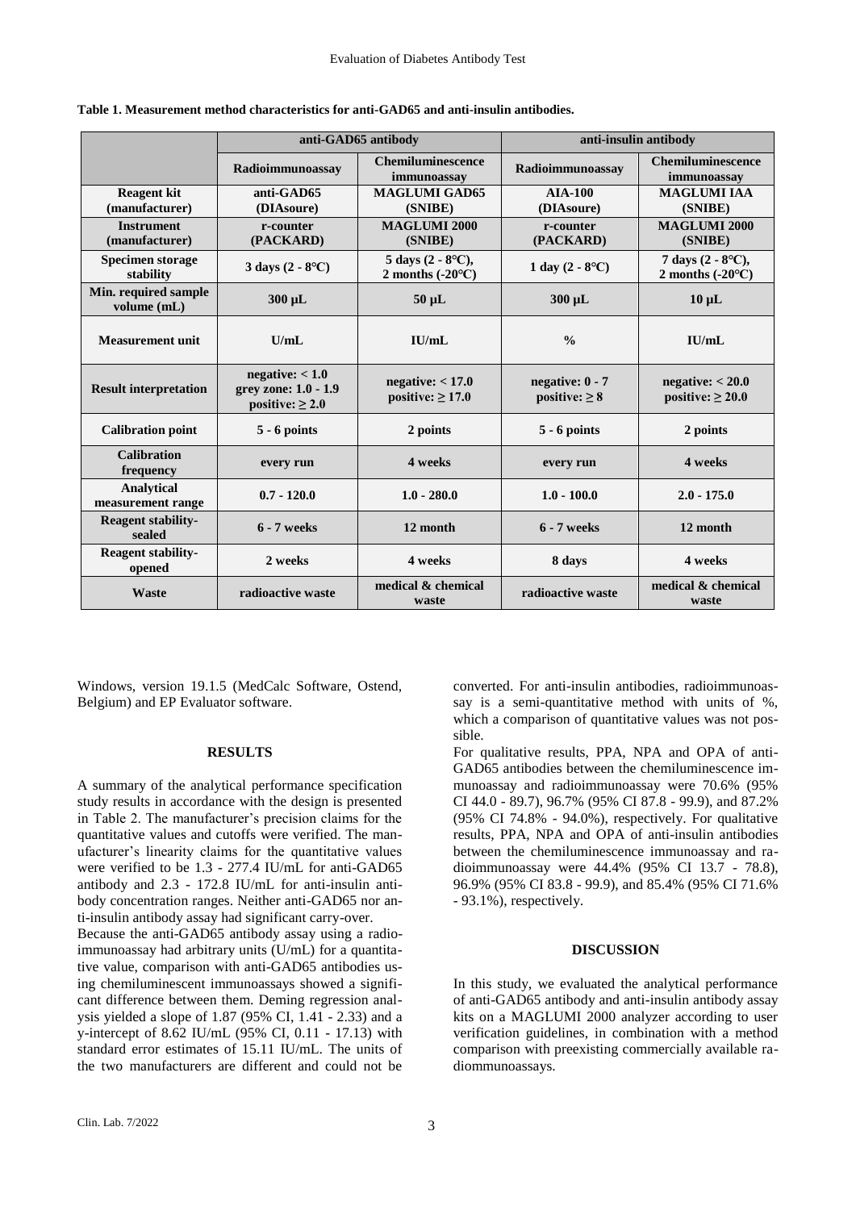**Table 1. Measurement method characteristics for anti-GAD65 and anti-insulin antibodies.**

| | anti-GAD65 antibody | | anti-insulin antibody | |
|---|---|---|---|---|
| | Radioimmunoassay | Chemiluminescence immunoassay | Radioimmunoassay | Chemiluminescence immunoassay |
| Reagent kit (manufacturer) | anti-GAD65 (DIAsoure) | MAGLUMI GAD65 (SNIBE) | AIA-100 (DIAsoure) | MAGLUMI IAA (SNIBE) |
| Instrument (manufacturer) | r-counter (PACKARD) | MAGLUMI 2000 (SNIBE) | r-counter (PACKARD) | MAGLUMI 2000 (SNIBE) |
| Specimen storage stability | 3 days (2 - 8°C) | 5 days (2 - 8°C), 2 months (-20°C) | 1 day (2 - 8°C) | 7 days (2 - 8°C), 2 months (-20°C) |
| Min. required sample volume (mL) | 300 µL | 50 µL | 300 µL | 10 µL |
| Measurement unit | U/mL | IU/mL | % | IU/mL |
| Result interpretation | negative: < 1.0 grey zone: 1.0 - 1.9 positive: ≥ 2.0 | negative: < 17.0 positive: ≥ 17.0 | negative: 0 - 7 positive: ≥ 8 | negative: < 20.0 positive: ≥ 20.0 |
| Calibration point | 5 - 6 points | 2 points | 5 - 6 points | 2 points |
| Calibration frequency | every run | 4 weeks | every run | 4 weeks |
| Analytical measurement range | 0.7 - 120.0 | 1.0 - 280.0 | 1.0 - 100.0 | 2.0 - 175.0 |
| Reagent stability-sealed | 6 - 7 weeks | 12 month | 6 - 7 weeks | 12 month |
| Reagent stability-opened | 2 weeks | 4 weeks | 8 days | 4 weeks |
| Waste | radioactive waste | medical & chemical waste | radioactive waste | medical & chemical waste |

Windows, version 19.1.5 (MedCalc Software, Ostend, Belgium) and EP Evaluator software.

## RESULTS

A summary of the analytical performance specification study results in accordance with the design is presented in Table 2. The manufacturer's precision claims for the quantitative values and cutoffs were verified. The manufacturer's linearity claims for the quantitative values were verified to be 1.3 - 277.4 IU/mL for anti-GAD65 antibody and 2.3 - 172.8 IU/mL for anti-insulin antibody concentration ranges. Neither anti-GAD65 nor anti-insulin antibody assay had significant carry-over.

Because the anti-GAD65 antibody assay using a radioimmunoassay had arbitrary units (U/mL) for a quantitative value, comparison with anti-GAD65 antibodies using chemiluminescent immunoassays showed a significant difference between them. Deming regression analysis yielded a slope of 1.87 (95% CI, 1.41 - 2.33) and a y-intercept of 8.62 IU/mL (95% CI, 0.11 - 17.13) with standard error estimates of 15.11 IU/mL. The units of the two manufacturers are different and could not be converted. For anti-insulin antibodies, radioimmunoassay is a semi-quantitative method with units of %, which a comparison of quantitative values was not possible.

For qualitative results, PPA, NPA and OPA of anti-GAD65 antibodies between the chemiluminescence immunoassay and radioimmunoassay were 70.6% (95% CI 44.0 - 89.7), 96.7% (95% CI 87.8 - 99.9), and 87.2% (95% CI 74.8% - 94.0%), respectively. For qualitative results, PPA, NPA and OPA of anti-insulin antibodies between the chemiluminescence immunoassay and radioimmunoassay were 44.4% (95% CI 13.7 - 78.8), 96.9% (95% CI 83.8 - 99.9), and 85.4% (95% CI 71.6% - 93.1%), respectively.

## DISCUSSION

In this study, we evaluated the analytical performance of anti-GAD65 antibody and anti-insulin antibody assay kits on a MAGLUMI 2000 analyzer according to user verification guidelines, in combination with a method comparison with preexisting commercially available radiommunoassays.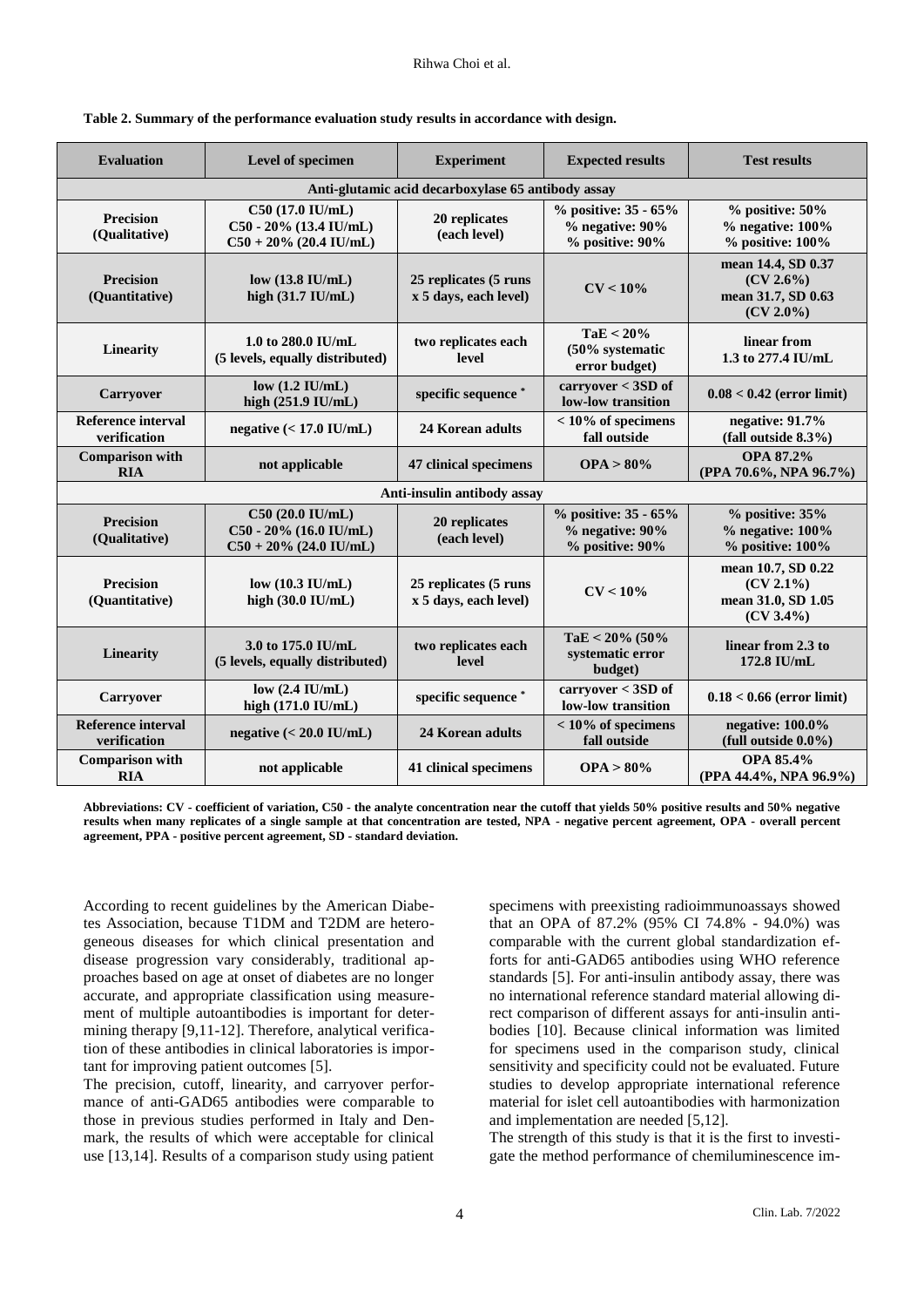**Table 2. Summary of the performance evaluation study results in accordance with design.**

| Evaluation | Level of specimen | Experiment | Expected results | Test results |
|---|---|---|---|---|
| **Anti-glutamic acid decarboxylase 65 antibody assay** | | | | |
| Precision (Qualitative) | C50 (17.0 IU/mL) C50 - 20% (13.4 IU/mL) C50 + 20% (20.4 IU/mL) | 20 replicates (each level) | % positive: 35 - 65% % negative: 90% % positive: 90% | % positive: 50% % negative: 100% % positive: 100% |
| Precision (Quantitative) | low (13.8 IU/mL) high (31.7 IU/mL) | 25 replicates (5 runs x 5 days, each level) | CV < 10% | mean 14.4, SD 0.37 (CV 2.6%) mean 31.7, SD 0.63 (CV 2.0%) |
| Linearity | 1.0 to 280.0 IU/mL (5 levels, equally distributed) | two replicates each level | TaE < 20% (50% systematic error budget) | linear from 1.3 to 277.4 IU/mL |
| Carryover | low (1.2 IU/mL) high (251.9 IU/mL) | specific sequence * | carryover < 3SD of low-low transition | 0.08 < 0.42 (error limit) |
| Reference interval verification | negative (< 17.0 IU/mL) | 24 Korean adults | < 10% of specimens fall outside | negative: 91.7% (fall outside 8.3%) |
| Comparison with RIA | not applicable | 47 clinical specimens | OPA > 80% | OPA 87.2% (PPA 70.6%, NPA 96.7%) |
| **Anti-insulin antibody assay** | | | | |
| Precision (Qualitative) | C50 (20.0 IU/mL) C50 - 20% (16.0 IU/mL) C50 + 20% (24.0 IU/mL) | 20 replicates (each level) | % positive: 35 - 65% % negative: 90% % positive: 90% | % positive: 35% % negative: 100% % positive: 100% |
| Precision (Quantitative) | low (10.3 IU/mL) high (30.0 IU/mL) | 25 replicates (5 runs x 5 days, each level) | CV < 10% | mean 10.7, SD 0.22 (CV 2.1%) mean 31.0, SD 1.05 (CV 3.4%) |
| Linearity | 3.0 to 175.0 IU/mL (5 levels, equally distributed) | two replicates each level | TaE < 20% (50% systematic error budget) | linear from 2.3 to 172.8 IU/mL |
| Carryover | low (2.4 IU/mL) high (171.0 IU/mL) | specific sequence * | carryover < 3SD of low-low transition | 0.18 < 0.66 (error limit) |
| Reference interval verification | negative (< 20.0 IU/mL) | 24 Korean adults | < 10% of specimens fall outside | negative: 100.0% (full outside 0.0%) |
| Comparison with RIA | not applicable | 41 clinical specimens | OPA > 80% | OPA 85.4% (PPA 44.4%, NPA 96.9%) |

**Abbreviations: CV - coefficient of variation, C50 - the analyte concentration near the cutoff that yields 50% positive results and 50% negative results when many replicates of a single sample at that concentration are tested, NPA - negative percent agreement, OPA - overall percent agreement, PPA - positive percent agreement, SD - standard deviation.**

According to recent guidelines by the American Diabetes Association, because T1DM and T2DM are heterogeneous diseases for which clinical presentation and disease progression vary considerably, traditional approaches based on age at onset of diabetes are no longer accurate, and appropriate classification using measurement of multiple autoantibodies is important for determining therapy [9,11-12]. Therefore, analytical verification of these antibodies in clinical laboratories is important for improving patient outcomes [5].

The precision, cutoff, linearity, and carryover performance of anti-GAD65 antibodies were comparable to those in previous studies performed in Italy and Denmark, the results of which were acceptable for clinical use [13,14]. Results of a comparison study using patient specimens with preexisting radioimmunoassays showed that an OPA of 87.2% (95% CI 74.8% - 94.0%) was comparable with the current global standardization efforts for anti-GAD65 antibodies using WHO reference standards [5]. For anti-insulin antibody assay, there was no international reference standard material allowing direct comparison of different assays for anti-insulin antibodies [10]. Because clinical information was limited for specimens used in the comparison study, clinical sensitivity and specificity could not be evaluated. Future studies to develop appropriate international reference material for islet cell autoantibodies with harmonization and implementation are needed [5,12].

The strength of this study is that it is the first to investigate the method performance of chemiluminescence im-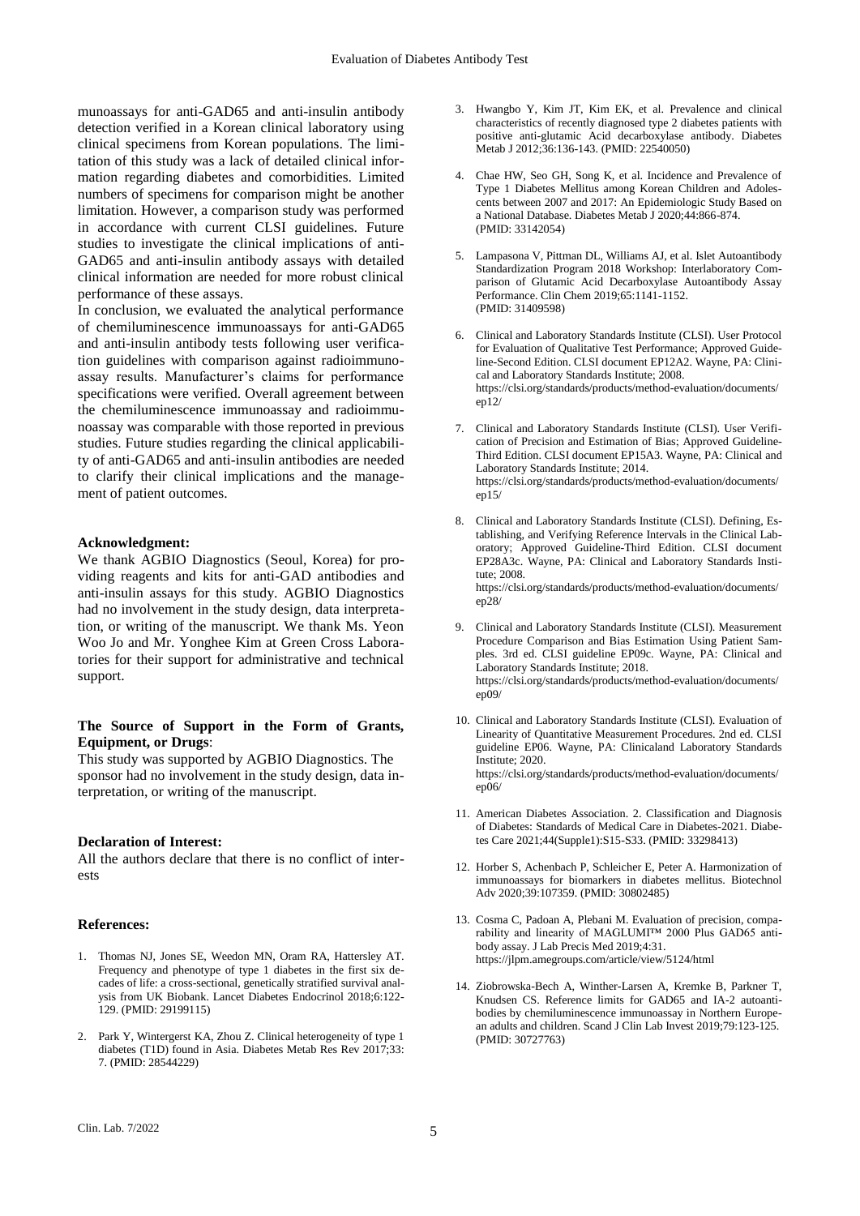munoassays for anti-GAD65 and anti-insulin antibody detection verified in a Korean clinical laboratory using clinical specimens from Korean populations. The limitation of this study was a lack of detailed clinical information regarding diabetes and comorbidities. Limited numbers of specimens for comparison might be another limitation. However, a comparison study was performed in accordance with current CLSI guidelines. Future studies to investigate the clinical implications of anti-GAD65 and anti-insulin antibody assays with detailed clinical information are needed for more robust clinical performance of these assays.

In conclusion, we evaluated the analytical performance of chemiluminescence immunoassays for anti-GAD65 and anti-insulin antibody tests following user verification guidelines with comparison against radioimmunoassay results. Manufacturer's claims for performance specifications were verified. Overall agreement between the chemiluminescence immunoassay and radioimmunoassay was comparable with those reported in previous studies. Future studies regarding the clinical applicability of anti-GAD65 and anti-insulin antibodies are needed to clarify their clinical implications and the management of patient outcomes.

**Acknowledgment:**

We thank AGBIO Diagnostics (Seoul, Korea) for providing reagents and kits for anti-GAD antibodies and anti-insulin assays for this study. AGBIO Diagnostics had no involvement in the study design, data interpretation, or writing of the manuscript. We thank Ms. Yeon Woo Jo and Mr. Yonghee Kim at Green Cross Laboratories for their support for administrative and technical support.

**The Source of Support in the Form of Grants, Equipment, or Drugs**:

This study was supported by AGBIO Diagnostics. The sponsor had no involvement in the study design, data interpretation, or writing of the manuscript.

**Declaration of Interest:**

All the authors declare that there is no conflict of interests

**References:**

1. Thomas NJ, Jones SE, Weedon MN, Oram RA, Hattersley AT. Frequency and phenotype of type 1 diabetes in the first six decades of life: a cross-sectional, genetically stratified survival analysis from UK Biobank. Lancet Diabetes Endocrinol 2018;6:122-129. (PMID: 29199115)
2. Park Y, Wintergerst KA, Zhou Z. Clinical heterogeneity of type 1 diabetes (T1D) found in Asia. Diabetes Metab Res Rev 2017;33: 7. (PMID: 28544229)
3. Hwangbo Y, Kim JT, Kim EK, et al. Prevalence and clinical characteristics of recently diagnosed type 2 diabetes patients with positive anti-glutamic Acid decarboxylase antibody. Diabetes Metab J 2012;36:136-143. (PMID: 22540050)
4. Chae HW, Seo GH, Song K, et al. Incidence and Prevalence of Type 1 Diabetes Mellitus among Korean Children and Adolescents between 2007 and 2017: An Epidemiologic Study Based on a National Database. Diabetes Metab J 2020;44:866-874. (PMID: 33142054)
5. Lampasona V, Pittman DL, Williams AJ, et al. Islet Autoantibody Standardization Program 2018 Workshop: Interlaboratory Comparison of Glutamic Acid Decarboxylase Autoantibody Assay Performance. Clin Chem 2019;65:1141-1152. (PMID: 31409598)
6. Clinical and Laboratory Standards Institute (CLSI). User Protocol for Evaluation of Qualitative Test Performance; Approved Guideline-Second Edition. CLSI document EP12A2. Wayne, PA: Clinical and Laboratory Standards Institute; 2008. https://clsi.org/standards/products/method-evaluation/documents/ep12/
7. Clinical and Laboratory Standards Institute (CLSI). User Verification of Precision and Estimation of Bias; Approved Guideline-Third Edition. CLSI document EP15A3. Wayne, PA: Clinical and Laboratory Standards Institute; 2014. https://clsi.org/standards/products/method-evaluation/documents/ep15/
8. Clinical and Laboratory Standards Institute (CLSI). Defining, Establishing, and Verifying Reference Intervals in the Clinical Laboratory; Approved Guideline-Third Edition. CLSI document EP28A3c. Wayne, PA: Clinical and Laboratory Standards Institute; 2008. https://clsi.org/standards/products/method-evaluation/documents/ep28/
9. Clinical and Laboratory Standards Institute (CLSI). Measurement Procedure Comparison and Bias Estimation Using Patient Samples. 3rd ed. CLSI guideline EP09c. Wayne, PA: Clinical and Laboratory Standards Institute; 2018. https://clsi.org/standards/products/method-evaluation/documents/ep09/
10. Clinical and Laboratory Standards Institute (CLSI). Evaluation of Linearity of Quantitative Measurement Procedures. 2nd ed. CLSI guideline EP06. Wayne, PA: Clinicaland Laboratory Standards Institute; 2020. https://clsi.org/standards/products/method-evaluation/documents/ep06/
11. American Diabetes Association. 2. Classification and Diagnosis of Diabetes: Standards of Medical Care in Diabetes-2021. Diabetes Care 2021;44(Supple1):S15-S33. (PMID: 33298413)
12. Horber S, Achenbach P, Schleicher E, Peter A. Harmonization of immunoassays for biomarkers in diabetes mellitus. Biotechnol Adv 2020;39:107359. (PMID: 30802485)
13. Cosma C, Padoan A, Plebani M. Evaluation of precision, comparability and linearity of MAGLUMI™ 2000 Plus GAD65 antibody assay. J Lab Precis Med 2019;4:31. https://jlpm.amegroups.com/article/view/5124/html
14. Ziobrowska-Bech A, Winther-Larsen A, Kremke B, Parkner T, Knudsen CS. Reference limits for GAD65 and IA-2 autoantibodies by chemiluminescence immunoassay in Northern European adults and children. Scand J Clin Lab Invest 2019;79:123-125. (PMID: 30727763)